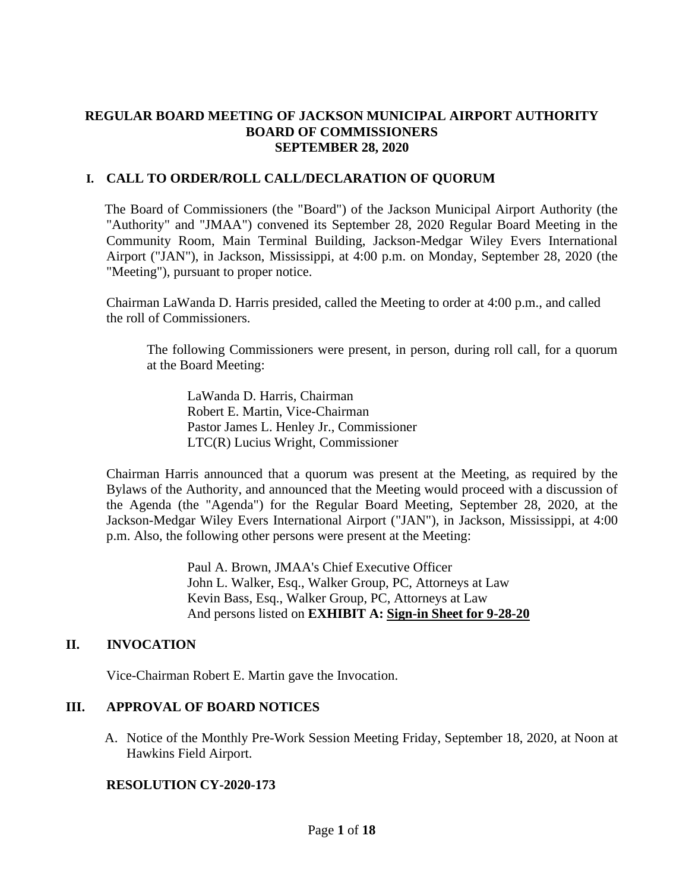# REGULAR BOARD MEETING OF JACKSON MUNICIPAL AIRPORT AUTHORITY BOARD OF COMMISSIONERS SEPTEMBER 28, 2020

## I. CALL TO ORDER/ROLL CALL/DECLARATION OF QUORUM

The Board of Commissioners (the "Board") of the Jackson Municipal Airport Authority (the "Authority" and "JMAA") convened its September 28, 2020 Regular Board Meeting in the Community Room, Main Terminal Building, Jackson-Medgar Wiley Evers International Airport ("JAN"), in Jackson, Mississippi, at 4:00 p.m. on Monday, September 28, 2020 (the "Meeting"), pursuant to proper notice.

Chairman LaWanda D. Harris presided, called the Meeting to order at 4:00 p.m., and called the roll of Commissioners.

The following Commissioners were present, in person, during roll call, for a quorum at the Board Meeting:

LaWanda D. Harris, Chairman
Robert E. Martin, Vice-Chairman
Pastor James L. Henley Jr., Commissioner
LTC(R) Lucius Wright, Commissioner

Chairman Harris announced that a quorum was present at the Meeting, as required by the Bylaws of the Authority, and announced that the Meeting would proceed with a discussion of the Agenda (the "Agenda") for the Regular Board Meeting, September 28, 2020, at the Jackson-Medgar Wiley Evers International Airport ("JAN"), in Jackson, Mississippi, at 4:00 p.m. Also, the following other persons were present at the Meeting:

Paul A. Brown, JMAA's Chief Executive Officer
John L. Walker, Esq., Walker Group, PC, Attorneys at Law
Kevin Bass, Esq., Walker Group, PC, Attorneys at Law
And persons listed on **EXHIBIT A: Sign-in Sheet for 9-28-20**

## II. INVOCATION

Vice-Chairman Robert E. Martin gave the Invocation.

## III. APPROVAL OF BOARD NOTICES

A. Notice of the Monthly Pre-Work Session Meeting Friday, September 18, 2020, at Noon at Hawkins Field Airport.

**RESOLUTION CY-2020-173**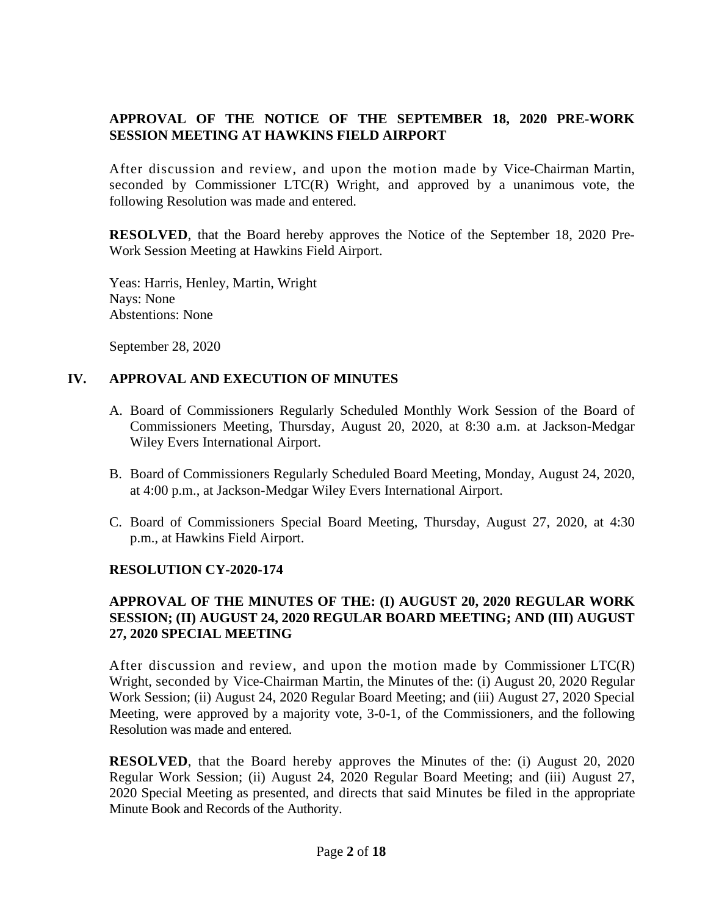**APPROVAL OF THE NOTICE OF THE SEPTEMBER 18, 2020 PRE-WORK SESSION MEETING AT HAWKINS FIELD AIRPORT**

After discussion and review, and upon the motion made by Vice-Chairman Martin, seconded by Commissioner LTC(R) Wright, and approved by a unanimous vote, the following Resolution was made and entered.

**RESOLVED**, that the Board hereby approves the Notice of the September 18, 2020 Pre-Work Session Meeting at Hawkins Field Airport.

Yeas: Harris, Henley, Martin, Wright
Nays: None
Abstentions: None

September 28, 2020

## IV. APPROVAL AND EXECUTION OF MINUTES

A. Board of Commissioners Regularly Scheduled Monthly Work Session of the Board of Commissioners Meeting, Thursday, August 20, 2020, at 8:30 a.m. at Jackson-Medgar Wiley Evers International Airport.

B. Board of Commissioners Regularly Scheduled Board Meeting, Monday, August 24, 2020, at 4:00 p.m., at Jackson-Medgar Wiley Evers International Airport.

C. Board of Commissioners Special Board Meeting, Thursday, August 27, 2020, at 4:30 p.m., at Hawkins Field Airport.

**RESOLUTION CY-2020-174**

**APPROVAL OF THE MINUTES OF THE: (I) AUGUST 20, 2020 REGULAR WORK SESSION; (II) AUGUST 24, 2020 REGULAR BOARD MEETING; AND (III) AUGUST 27, 2020 SPECIAL MEETING**

After discussion and review, and upon the motion made by Commissioner LTC(R) Wright, seconded by Vice-Chairman Martin, the Minutes of the: (i) August 20, 2020 Regular Work Session; (ii) August 24, 2020 Regular Board Meeting; and (iii) August 27, 2020 Special Meeting, were approved by a majority vote, 3-0-1, of the Commissioners, and the following Resolution was made and entered.

**RESOLVED**, that the Board hereby approves the Minutes of the: (i) August 20, 2020 Regular Work Session; (ii) August 24, 2020 Regular Board Meeting; and (iii) August 27, 2020 Special Meeting as presented, and directs that said Minutes be filed in the appropriate Minute Book and Records of the Authority.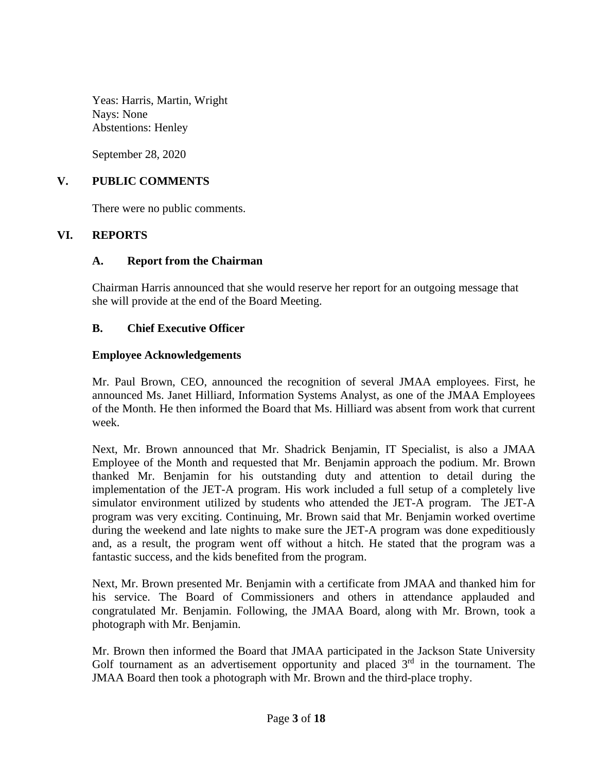Yeas: Harris, Martin, Wright
Nays: None
Abstentions: Henley

September 28, 2020

## V. PUBLIC COMMENTS

There were no public comments.

## VI. REPORTS

### A. Report from the Chairman

Chairman Harris announced that she would reserve her report for an outgoing message that she will provide at the end of the Board Meeting.

### B. Chief Executive Officer

**Employee Acknowledgements**

Mr. Paul Brown, CEO, announced the recognition of several JMAA employees. First, he announced Ms. Janet Hilliard, Information Systems Analyst, as one of the JMAA Employees of the Month. He then informed the Board that Ms. Hilliard was absent from work that current week.

Next, Mr. Brown announced that Mr. Shadrick Benjamin, IT Specialist, is also a JMAA Employee of the Month and requested that Mr. Benjamin approach the podium. Mr. Brown thanked Mr. Benjamin for his outstanding duty and attention to detail during the implementation of the JET-A program. His work included a full setup of a completely live simulator environment utilized by students who attended the JET-A program. The JET-A program was very exciting. Continuing, Mr. Brown said that Mr. Benjamin worked overtime during the weekend and late nights to make sure the JET-A program was done expeditiously and, as a result, the program went off without a hitch. He stated that the program was a fantastic success, and the kids benefited from the program.

Next, Mr. Brown presented Mr. Benjamin with a certificate from JMAA and thanked him for his service. The Board of Commissioners and others in attendance applauded and congratulated Mr. Benjamin. Following, the JMAA Board, along with Mr. Brown, took a photograph with Mr. Benjamin.

Mr. Brown then informed the Board that JMAA participated in the Jackson State University Golf tournament as an advertisement opportunity and placed 3rd in the tournament. The JMAA Board then took a photograph with Mr. Brown and the third-place trophy.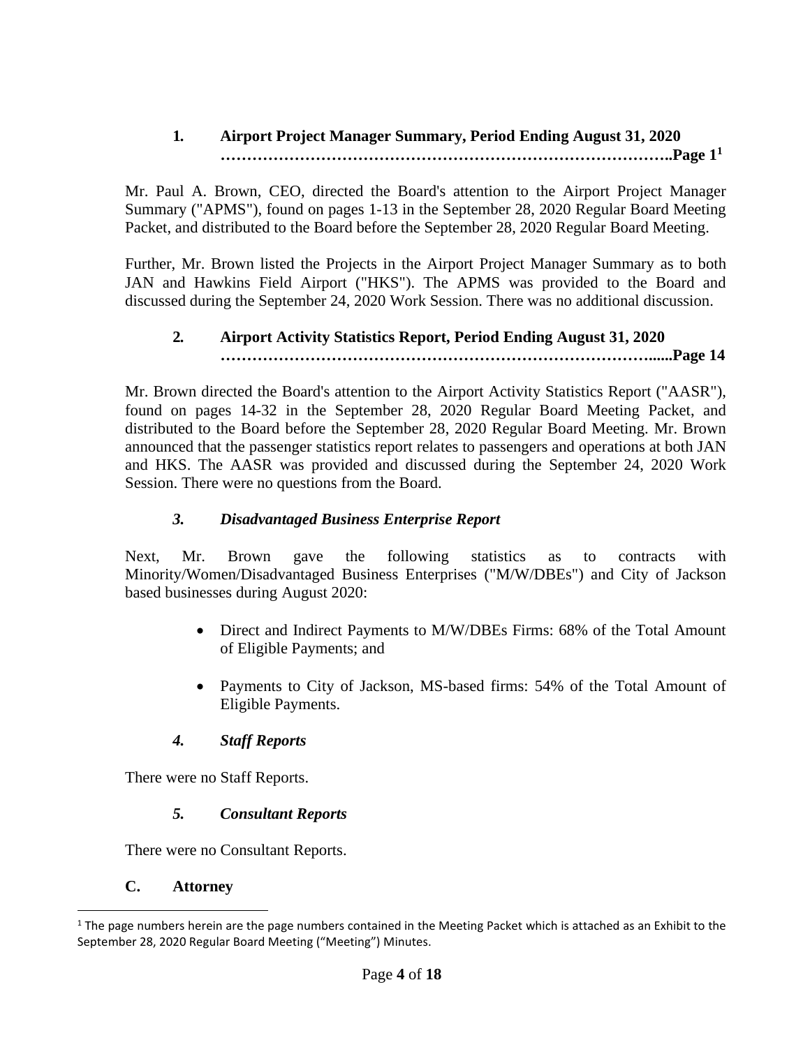### 1. Airport Project Manager Summary, Period Ending August 31, 2020 ……………………………………………………………………………..Page 1[1]

Mr. Paul A. Brown, CEO, directed the Board's attention to the Airport Project Manager Summary ("APMS"), found on pages 1-13 in the September 28, 2020 Regular Board Meeting Packet, and distributed to the Board before the September 28, 2020 Regular Board Meeting.

Further, Mr. Brown listed the Projects in the Airport Project Manager Summary as to both JAN and Hawkins Field Airport ("HKS"). The APMS was provided to the Board and discussed during the September 24, 2020 Work Session. There was no additional discussion.

### 2. Airport Activity Statistics Report, Period Ending August 31, 2020 …………………………………………………………………………......Page 14

Mr. Brown directed the Board's attention to the Airport Activity Statistics Report ("AASR"), found on pages 14-32 in the September 28, 2020 Regular Board Meeting Packet, and distributed to the Board before the September 28, 2020 Regular Board Meeting. Mr. Brown announced that the passenger statistics report relates to passengers and operations at both JAN and HKS. The AASR was provided and discussed during the September 24, 2020 Work Session. There were no questions from the Board.

### *3. Disadvantaged Business Enterprise Report*

Next, Mr. Brown gave the following statistics as to contracts with Minority/Women/Disadvantaged Business Enterprises ("M/W/DBEs") and City of Jackson based businesses during August 2020:

- Direct and Indirect Payments to M/W/DBEs Firms: 68% of the Total Amount of Eligible Payments; and
- Payments to City of Jackson, MS-based firms: 54% of the Total Amount of Eligible Payments.

### *4. Staff Reports*

There were no Staff Reports.

### *5. Consultant Reports*

There were no Consultant Reports.

## C. Attorney

---

[1] The page numbers herein are the page numbers contained in the Meeting Packet which is attached as an Exhibit to the September 28, 2020 Regular Board Meeting ("Meeting") Minutes.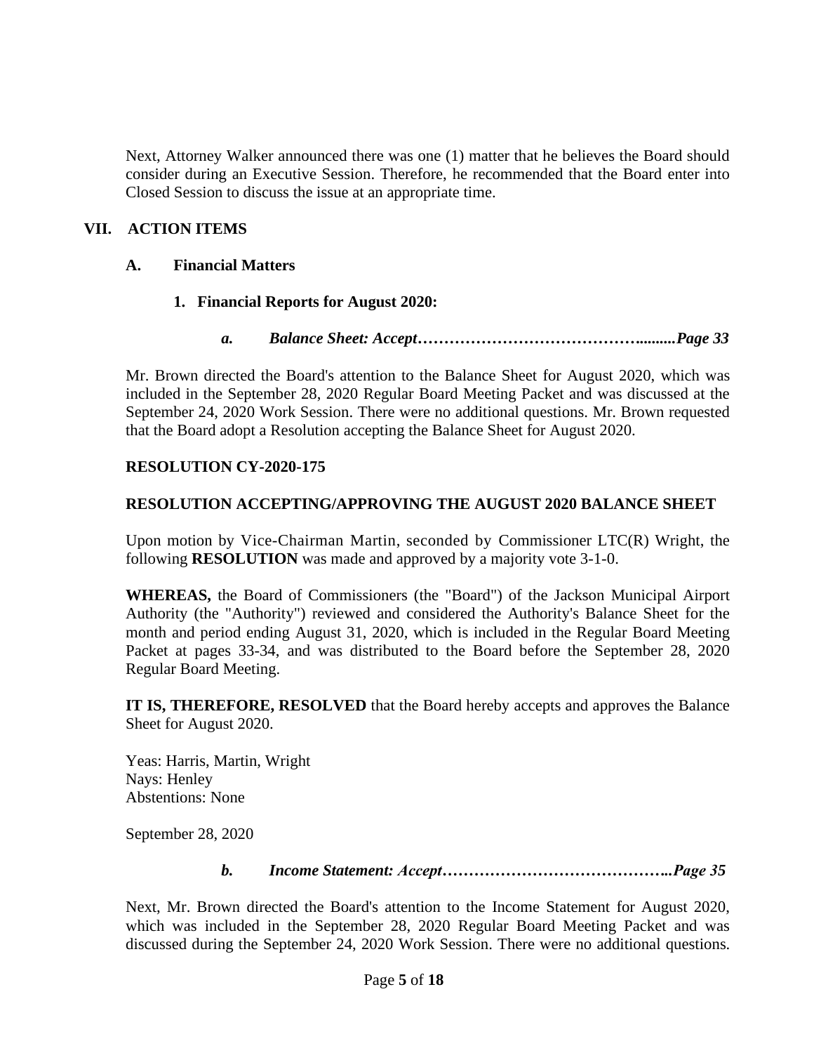Next, Attorney Walker announced there was one (1) matter that he believes the Board should consider during an Executive Session. Therefore, he recommended that the Board enter into Closed Session to discuss the issue at an appropriate time.

## VII. ACTION ITEMS

### A. Financial Matters

#### 1. Financial Reports for August 2020:

##### *a. Balance Sheet: Accept……………………………………..........Page 33*

Mr. Brown directed the Board's attention to the Balance Sheet for August 2020, which was included in the September 28, 2020 Regular Board Meeting Packet and was discussed at the September 24, 2020 Work Session. There were no additional questions. Mr. Brown requested that the Board adopt a Resolution accepting the Balance Sheet for August 2020.

**RESOLUTION CY-2020-175**

**RESOLUTION ACCEPTING/APPROVING THE AUGUST 2020 BALANCE SHEET**

Upon motion by Vice-Chairman Martin, seconded by Commissioner LTC(R) Wright, the following **RESOLUTION** was made and approved by a majority vote 3-1-0.

**WHEREAS,** the Board of Commissioners (the "Board") of the Jackson Municipal Airport Authority (the "Authority") reviewed and considered the Authority's Balance Sheet for the month and period ending August 31, 2020, which is included in the Regular Board Meeting Packet at pages 33-34, and was distributed to the Board before the September 28, 2020 Regular Board Meeting.

**IT IS, THEREFORE, RESOLVED** that the Board hereby accepts and approves the Balance Sheet for August 2020.

Yeas: Harris, Martin, Wright
Nays: Henley
Abstentions: None

September 28, 2020

##### *b. Income Statement: Accept……………………………………..Page 35*

Next, Mr. Brown directed the Board's attention to the Income Statement for August 2020, which was included in the September 28, 2020 Regular Board Meeting Packet and was discussed during the September 24, 2020 Work Session. There were no additional questions.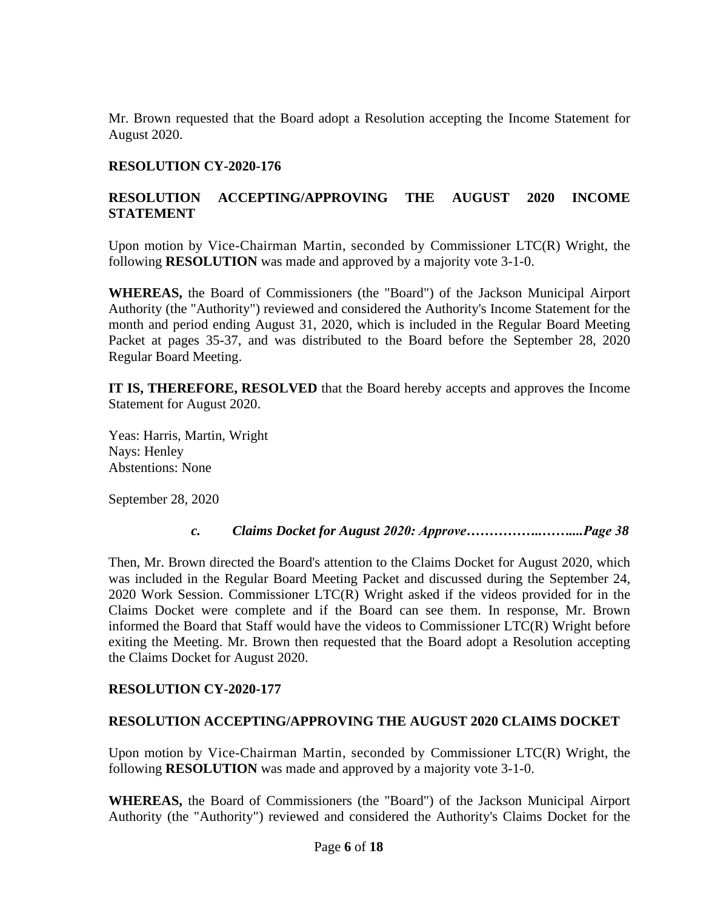Mr. Brown requested that the Board adopt a Resolution accepting the Income Statement for August 2020.

**RESOLUTION CY-2020-176**

**RESOLUTION ACCEPTING/APPROVING THE AUGUST 2020 INCOME STATEMENT**

Upon motion by Vice-Chairman Martin, seconded by Commissioner LTC(R) Wright, the following **RESOLUTION** was made and approved by a majority vote 3-1-0.

**WHEREAS,** the Board of Commissioners (the "Board") of the Jackson Municipal Airport Authority (the "Authority") reviewed and considered the Authority's Income Statement for the month and period ending August 31, 2020, which is included in the Regular Board Meeting Packet at pages 35-37, and was distributed to the Board before the September 28, 2020 Regular Board Meeting.

**IT IS, THEREFORE, RESOLVED** that the Board hereby accepts and approves the Income Statement for August 2020.

Yeas: Harris, Martin, Wright
Nays: Henley
Abstentions: None

September 28, 2020

***c. Claims Docket for August 2020: Approve……………..……....Page 38***

Then, Mr. Brown directed the Board's attention to the Claims Docket for August 2020, which was included in the Regular Board Meeting Packet and discussed during the September 24, 2020 Work Session. Commissioner LTC(R) Wright asked if the videos provided for in the Claims Docket were complete and if the Board can see them. In response, Mr. Brown informed the Board that Staff would have the videos to Commissioner LTC(R) Wright before exiting the Meeting. Mr. Brown then requested that the Board adopt a Resolution accepting the Claims Docket for August 2020.

**RESOLUTION CY-2020-177**

**RESOLUTION ACCEPTING/APPROVING THE AUGUST 2020 CLAIMS DOCKET**

Upon motion by Vice-Chairman Martin, seconded by Commissioner LTC(R) Wright, the following **RESOLUTION** was made and approved by a majority vote 3-1-0.

**WHEREAS,** the Board of Commissioners (the "Board") of the Jackson Municipal Airport Authority (the "Authority") reviewed and considered the Authority's Claims Docket for the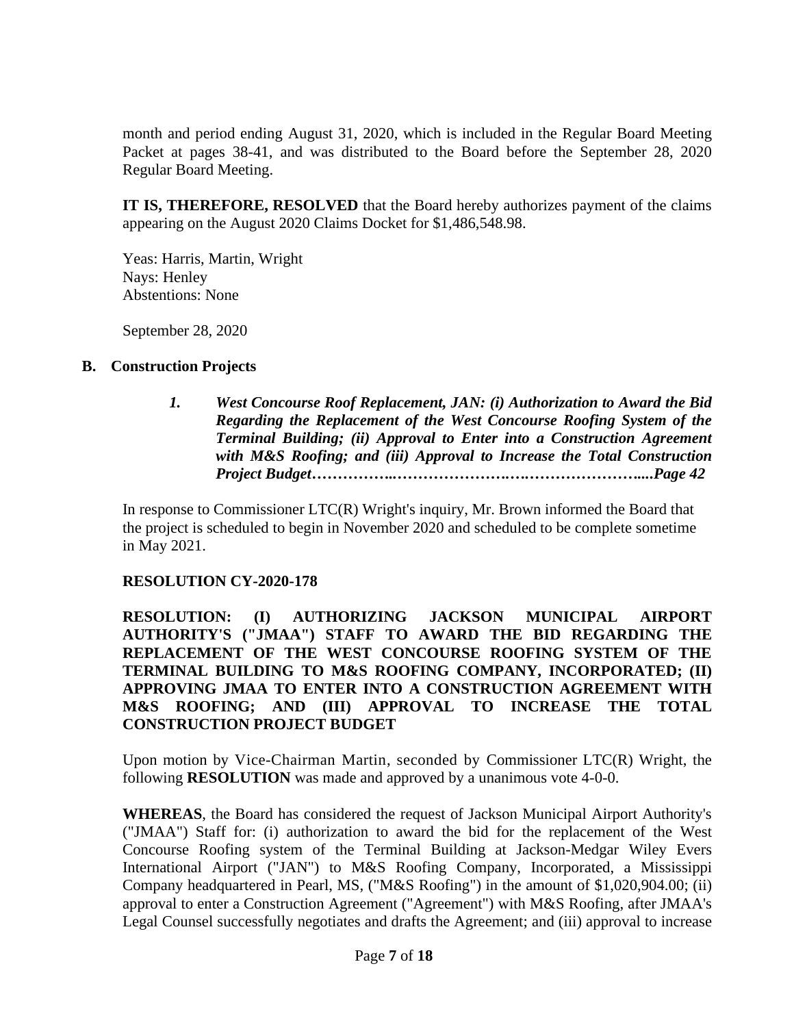month and period ending August 31, 2020, which is included in the Regular Board Meeting Packet at pages 38-41, and was distributed to the Board before the September 28, 2020 Regular Board Meeting.

**IT IS, THEREFORE, RESOLVED** that the Board hereby authorizes payment of the claims appearing on the August 2020 Claims Docket for $1,486,548.98.

Yeas: Harris, Martin, Wright
Nays: Henley
Abstentions: None

September 28, 2020

## B. Construction Projects

***1. West Concourse Roof Replacement, JAN: (i) Authorization to Award the Bid Regarding the Replacement of the West Concourse Roofing System of the Terminal Building; (ii) Approval to Enter into a Construction Agreement with M&S Roofing; and (iii) Approval to Increase the Total Construction Project Budget……………..………………….….…………………......Page 42***

In response to Commissioner LTC(R) Wright's inquiry, Mr. Brown informed the Board that the project is scheduled to begin in November 2020 and scheduled to be complete sometime in May 2021.

**RESOLUTION CY-2020-178**

**RESOLUTION: (I) AUTHORIZING JACKSON MUNICIPAL AIRPORT AUTHORITY'S ("JMAA") STAFF TO AWARD THE BID REGARDING THE REPLACEMENT OF THE WEST CONCOURSE ROOFING SYSTEM OF THE TERMINAL BUILDING TO M&S ROOFING COMPANY, INCORPORATED; (II) APPROVING JMAA TO ENTER INTO A CONSTRUCTION AGREEMENT WITH M&S ROOFING; AND (III) APPROVAL TO INCREASE THE TOTAL CONSTRUCTION PROJECT BUDGET**

Upon motion by Vice-Chairman Martin, seconded by Commissioner LTC(R) Wright, the following **RESOLUTION** was made and approved by a unanimous vote 4-0-0.

**WHEREAS**, the Board has considered the request of Jackson Municipal Airport Authority's ("JMAA") Staff for: (i) authorization to award the bid for the replacement of the West Concourse Roofing system of the Terminal Building at Jackson-Medgar Wiley Evers International Airport ("JAN") to M&S Roofing Company, Incorporated, a Mississippi Company headquartered in Pearl, MS, ("M&S Roofing") in the amount of $1,020,904.00; (ii) approval to enter a Construction Agreement ("Agreement") with M&S Roofing, after JMAA's Legal Counsel successfully negotiates and drafts the Agreement; and (iii) approval to increase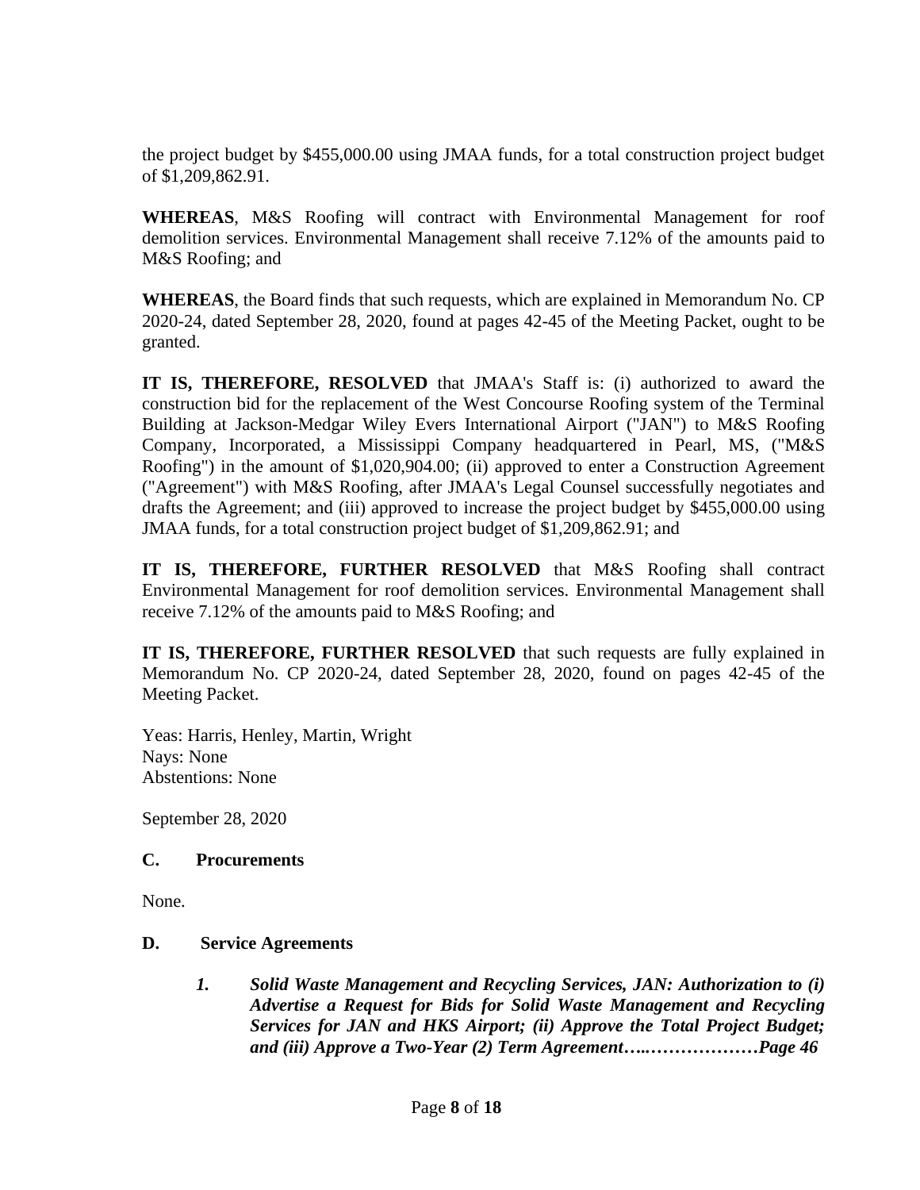the project budget by $455,000.00 using JMAA funds, for a total construction project budget of $1,209,862.91.

**WHEREAS**, M&S Roofing will contract with Environmental Management for roof demolition services. Environmental Management shall receive 7.12% of the amounts paid to M&S Roofing; and

**WHEREAS**, the Board finds that such requests, which are explained in Memorandum No. CP 2020-24, dated September 28, 2020, found at pages 42-45 of the Meeting Packet, ought to be granted.

**IT IS, THEREFORE, RESOLVED** that JMAA's Staff is: (i) authorized to award the construction bid for the replacement of the West Concourse Roofing system of the Terminal Building at Jackson-Medgar Wiley Evers International Airport ("JAN") to M&S Roofing Company, Incorporated, a Mississippi Company headquartered in Pearl, MS, ("M&S Roofing") in the amount of $1,020,904.00; (ii) approved to enter a Construction Agreement ("Agreement") with M&S Roofing, after JMAA's Legal Counsel successfully negotiates and drafts the Agreement; and (iii) approved to increase the project budget by $455,000.00 using JMAA funds, for a total construction project budget of $1,209,862.91; and

**IT IS, THEREFORE, FURTHER RESOLVED** that M&S Roofing shall contract Environmental Management for roof demolition services. Environmental Management shall receive 7.12% of the amounts paid to M&S Roofing; and

**IT IS, THEREFORE, FURTHER RESOLVED** that such requests are fully explained in Memorandum No. CP 2020-24, dated September 28, 2020, found on pages 42-45 of the Meeting Packet.

Yeas: Harris, Henley, Martin, Wright
Nays: None
Abstentions: None

September 28, 2020

### C. Procurements

None.

### D. Service Agreements

1. ***Solid Waste Management and Recycling Services, JAN: Authorization to (i) Advertise a Request for Bids for Solid Waste Management and Recycling Services for JAN and HKS Airport; (ii) Approve the Total Project Budget; and (iii) Approve a Two-Year (2) Term Agreement…..………………Page 46***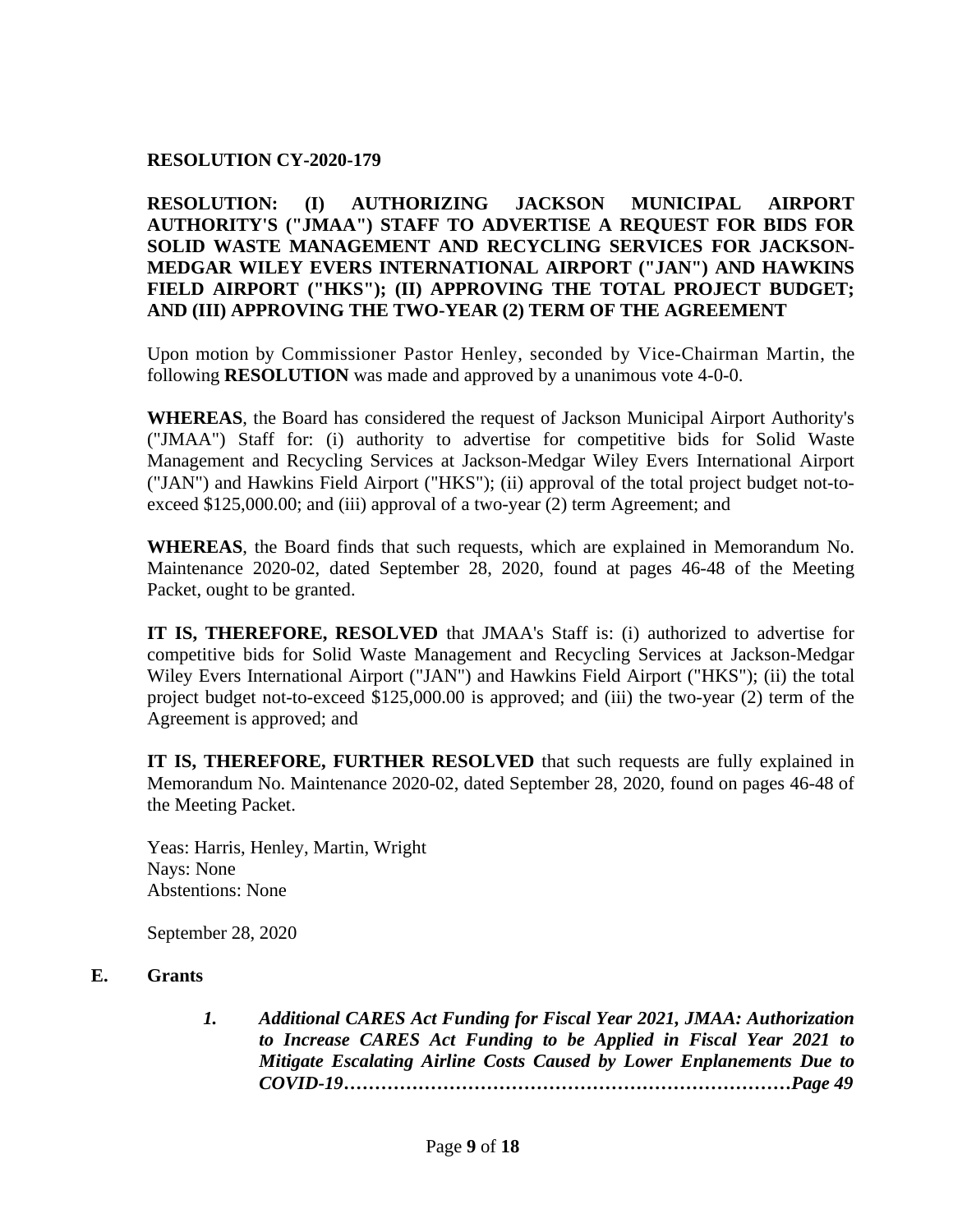**RESOLUTION CY-2020-179**

**RESOLUTION: (I) AUTHORIZING JACKSON MUNICIPAL AIRPORT AUTHORITY'S ("JMAA") STAFF TO ADVERTISE A REQUEST FOR BIDS FOR SOLID WASTE MANAGEMENT AND RECYCLING SERVICES FOR JACKSON-MEDGAR WILEY EVERS INTERNATIONAL AIRPORT ("JAN") AND HAWKINS FIELD AIRPORT ("HKS"); (II) APPROVING THE TOTAL PROJECT BUDGET; AND (III) APPROVING THE TWO-YEAR (2) TERM OF THE AGREEMENT**

Upon motion by Commissioner Pastor Henley, seconded by Vice-Chairman Martin, the following **RESOLUTION** was made and approved by a unanimous vote 4-0-0.

**WHEREAS**, the Board has considered the request of Jackson Municipal Airport Authority's ("JMAA") Staff for: (i) authority to advertise for competitive bids for Solid Waste Management and Recycling Services at Jackson-Medgar Wiley Evers International Airport ("JAN") and Hawkins Field Airport ("HKS"); (ii) approval of the total project budget not-to-exceed $125,000.00; and (iii) approval of a two-year (2) term Agreement; and

**WHEREAS**, the Board finds that such requests, which are explained in Memorandum No. Maintenance 2020-02, dated September 28, 2020, found at pages 46-48 of the Meeting Packet, ought to be granted.

**IT IS, THEREFORE, RESOLVED** that JMAA's Staff is: (i) authorized to advertise for competitive bids for Solid Waste Management and Recycling Services at Jackson-Medgar Wiley Evers International Airport ("JAN") and Hawkins Field Airport ("HKS"); (ii) the total project budget not-to-exceed $125,000.00 is approved; and (iii) the two-year (2) term of the Agreement is approved; and

**IT IS, THEREFORE, FURTHER RESOLVED** that such requests are fully explained in Memorandum No. Maintenance 2020-02, dated September 28, 2020, found on pages 46-48 of the Meeting Packet.

Yeas: Harris, Henley, Martin, Wright
Nays: None
Abstentions: None

September 28, 2020

**E. Grants**

1. ***Additional CARES Act Funding for Fiscal Year 2021, JMAA: Authorization to Increase CARES Act Funding to be Applied in Fiscal Year 2021 to Mitigate Escalating Airline Costs Caused by Lower Enplanements Due to COVID-19………………………………………………………………Page 49***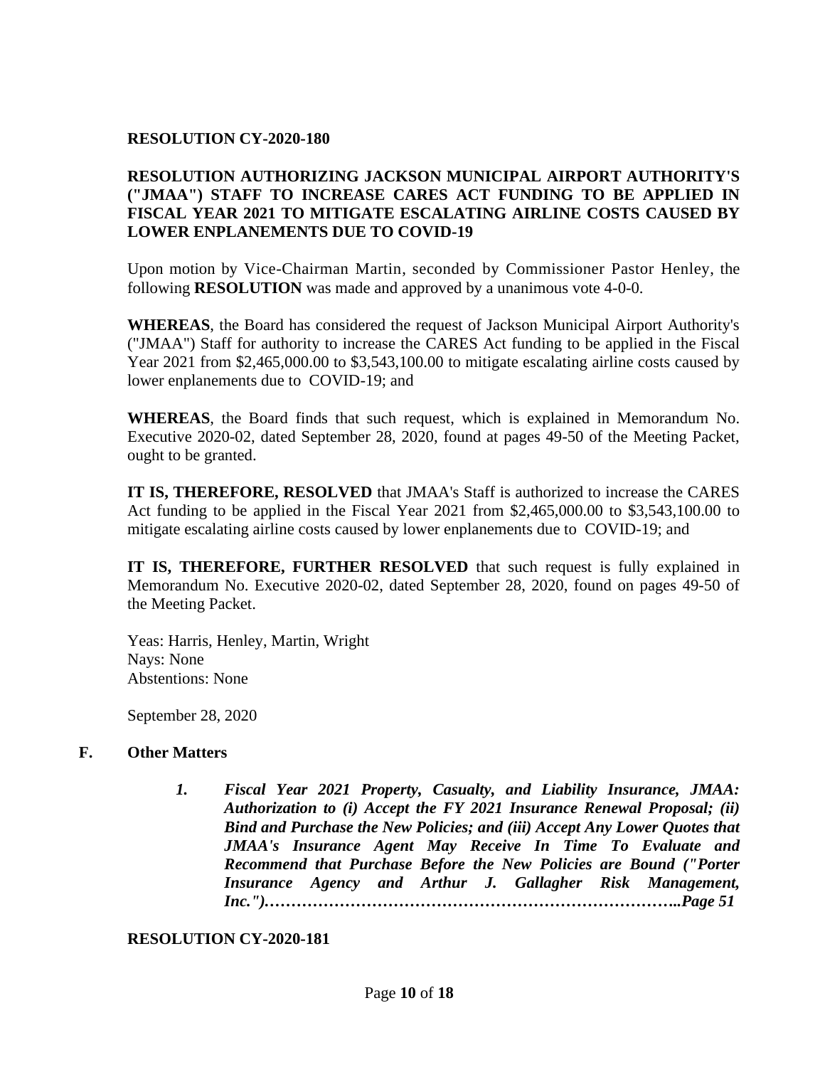**RESOLUTION CY-2020-180**

**RESOLUTION AUTHORIZING JACKSON MUNICIPAL AIRPORT AUTHORITY'S ("JMAA") STAFF TO INCREASE CARES ACT FUNDING TO BE APPLIED IN FISCAL YEAR 2021 TO MITIGATE ESCALATING AIRLINE COSTS CAUSED BY LOWER ENPLANEMENTS DUE TO COVID-19**

Upon motion by Vice-Chairman Martin, seconded by Commissioner Pastor Henley, the following **RESOLUTION** was made and approved by a unanimous vote 4-0-0.

**WHEREAS**, the Board has considered the request of Jackson Municipal Airport Authority's ("JMAA") Staff for authority to increase the CARES Act funding to be applied in the Fiscal Year 2021 from $2,465,000.00 to $3,543,100.00 to mitigate escalating airline costs caused by lower enplanements due to COVID-19; and

**WHEREAS**, the Board finds that such request, which is explained in Memorandum No. Executive 2020-02, dated September 28, 2020, found at pages 49-50 of the Meeting Packet, ought to be granted.

**IT IS, THEREFORE, RESOLVED** that JMAA's Staff is authorized to increase the CARES Act funding to be applied in the Fiscal Year 2021 from $2,465,000.00 to $3,543,100.00 to mitigate escalating airline costs caused by lower enplanements due to COVID-19; and

**IT IS, THEREFORE, FURTHER RESOLVED** that such request is fully explained in Memorandum No. Executive 2020-02, dated September 28, 2020, found on pages 49-50 of the Meeting Packet.

Yeas: Harris, Henley, Martin, Wright
Nays: None
Abstentions: None

September 28, 2020

**F. Other Matters**

1. ***Fiscal Year 2021 Property, Casualty, and Liability Insurance, JMAA: Authorization to (i) Accept the FY 2021 Insurance Renewal Proposal; (ii) Bind and Purchase the New Policies; and (iii) Accept Any Lower Quotes that JMAA's Insurance Agent May Receive In Time To Evaluate and Recommend that Purchase Before the New Policies are Bound ("Porter Insurance Agency and Arthur J. Gallagher Risk Management, Inc.")……………………………………………………………………..Page 51***

**RESOLUTION CY-2020-181**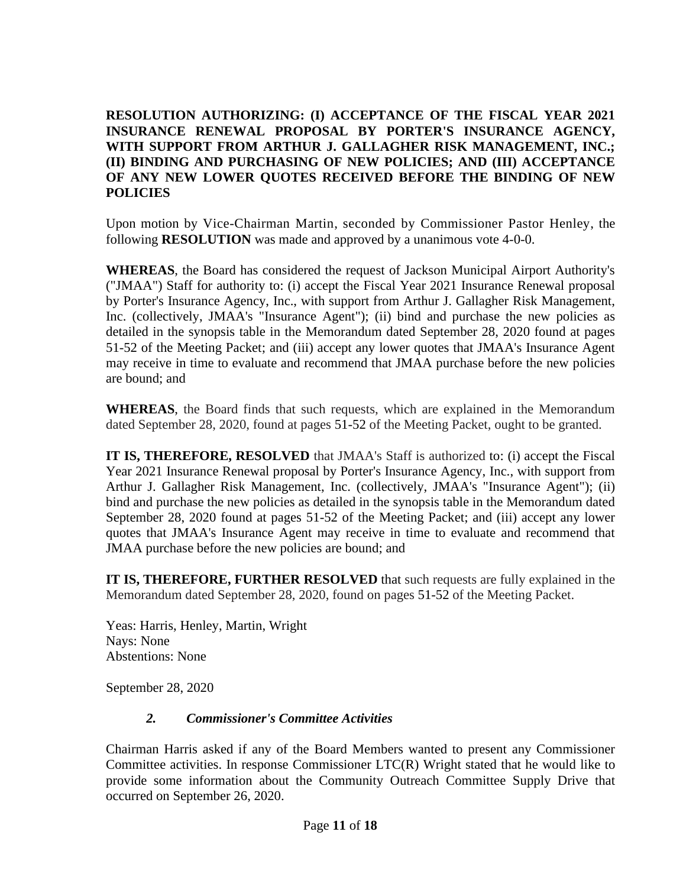**RESOLUTION AUTHORIZING: (I) ACCEPTANCE OF THE FISCAL YEAR 2021 INSURANCE RENEWAL PROPOSAL BY PORTER'S INSURANCE AGENCY, WITH SUPPORT FROM ARTHUR J. GALLAGHER RISK MANAGEMENT, INC.; (II) BINDING AND PURCHASING OF NEW POLICIES; AND (III) ACCEPTANCE OF ANY NEW LOWER QUOTES RECEIVED BEFORE THE BINDING OF NEW POLICIES**

Upon motion by Vice-Chairman Martin, seconded by Commissioner Pastor Henley, the following **RESOLUTION** was made and approved by a unanimous vote 4-0-0.

**WHEREAS**, the Board has considered the request of Jackson Municipal Airport Authority's ("JMAA") Staff for authority to: (i) accept the Fiscal Year 2021 Insurance Renewal proposal by Porter's Insurance Agency, Inc., with support from Arthur J. Gallagher Risk Management, Inc. (collectively, JMAA's "Insurance Agent"); (ii) bind and purchase the new policies as detailed in the synopsis table in the Memorandum dated September 28, 2020 found at pages 51-52 of the Meeting Packet; and (iii) accept any lower quotes that JMAA's Insurance Agent may receive in time to evaluate and recommend that JMAA purchase before the new policies are bound; and

**WHEREAS**, the Board finds that such requests, which are explained in the Memorandum dated September 28, 2020, found at pages 51-52 of the Meeting Packet, ought to be granted.

**IT IS, THEREFORE, RESOLVED** that JMAA's Staff is authorized to: (i) accept the Fiscal Year 2021 Insurance Renewal proposal by Porter's Insurance Agency, Inc., with support from Arthur J. Gallagher Risk Management, Inc. (collectively, JMAA's "Insurance Agent"); (ii) bind and purchase the new policies as detailed in the synopsis table in the Memorandum dated September 28, 2020 found at pages 51-52 of the Meeting Packet; and (iii) accept any lower quotes that JMAA's Insurance Agent may receive in time to evaluate and recommend that JMAA purchase before the new policies are bound; and

**IT IS, THEREFORE, FURTHER RESOLVED** that such requests are fully explained in the Memorandum dated September 28, 2020, found on pages 51-52 of the Meeting Packet.

Yeas: Harris, Henley, Martin, Wright
Nays: None
Abstentions: None

September 28, 2020

### *2. Commissioner's Committee Activities*

Chairman Harris asked if any of the Board Members wanted to present any Commissioner Committee activities. In response Commissioner LTC(R) Wright stated that he would like to provide some information about the Community Outreach Committee Supply Drive that occurred on September 26, 2020.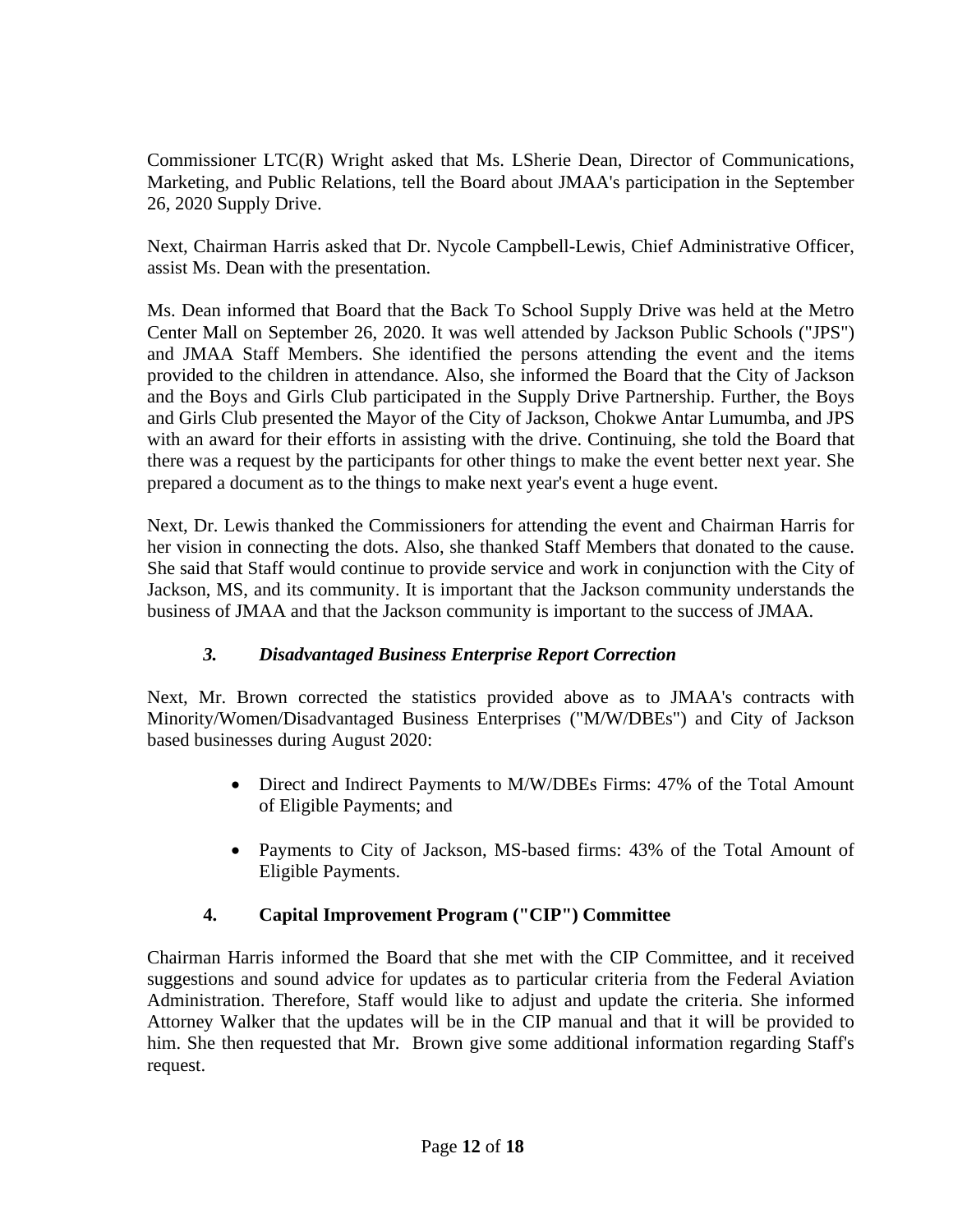Commissioner LTC(R) Wright asked that Ms. LSherie Dean, Director of Communications, Marketing, and Public Relations, tell the Board about JMAA's participation in the September 26, 2020 Supply Drive.

Next, Chairman Harris asked that Dr. Nycole Campbell-Lewis, Chief Administrative Officer, assist Ms. Dean with the presentation.

Ms. Dean informed that Board that the Back To School Supply Drive was held at the Metro Center Mall on September 26, 2020. It was well attended by Jackson Public Schools ("JPS") and JMAA Staff Members. She identified the persons attending the event and the items provided to the children in attendance. Also, she informed the Board that the City of Jackson and the Boys and Girls Club participated in the Supply Drive Partnership. Further, the Boys and Girls Club presented the Mayor of the City of Jackson, Chokwe Antar Lumumba, and JPS with an award for their efforts in assisting with the drive. Continuing, she told the Board that there was a request by the participants for other things to make the event better next year. She prepared a document as to the things to make next year's event a huge event.

Next, Dr. Lewis thanked the Commissioners for attending the event and Chairman Harris for her vision in connecting the dots. Also, she thanked Staff Members that donated to the cause. She said that Staff would continue to provide service and work in conjunction with the City of Jackson, MS, and its community. It is important that the Jackson community understands the business of JMAA and that the Jackson community is important to the success of JMAA.

### *3. Disadvantaged Business Enterprise Report Correction*

Next, Mr. Brown corrected the statistics provided above as to JMAA's contracts with Minority/Women/Disadvantaged Business Enterprises ("M/W/DBEs") and City of Jackson based businesses during August 2020:

- Direct and Indirect Payments to M/W/DBEs Firms: 47% of the Total Amount of Eligible Payments; and
- Payments to City of Jackson, MS-based firms: 43% of the Total Amount of Eligible Payments.

### **4. Capital Improvement Program ("CIP") Committee**

Chairman Harris informed the Board that she met with the CIP Committee, and it received suggestions and sound advice for updates as to particular criteria from the Federal Aviation Administration. Therefore, Staff would like to adjust and update the criteria. She informed Attorney Walker that the updates will be in the CIP manual and that it will be provided to him. She then requested that Mr. Brown give some additional information regarding Staff's request.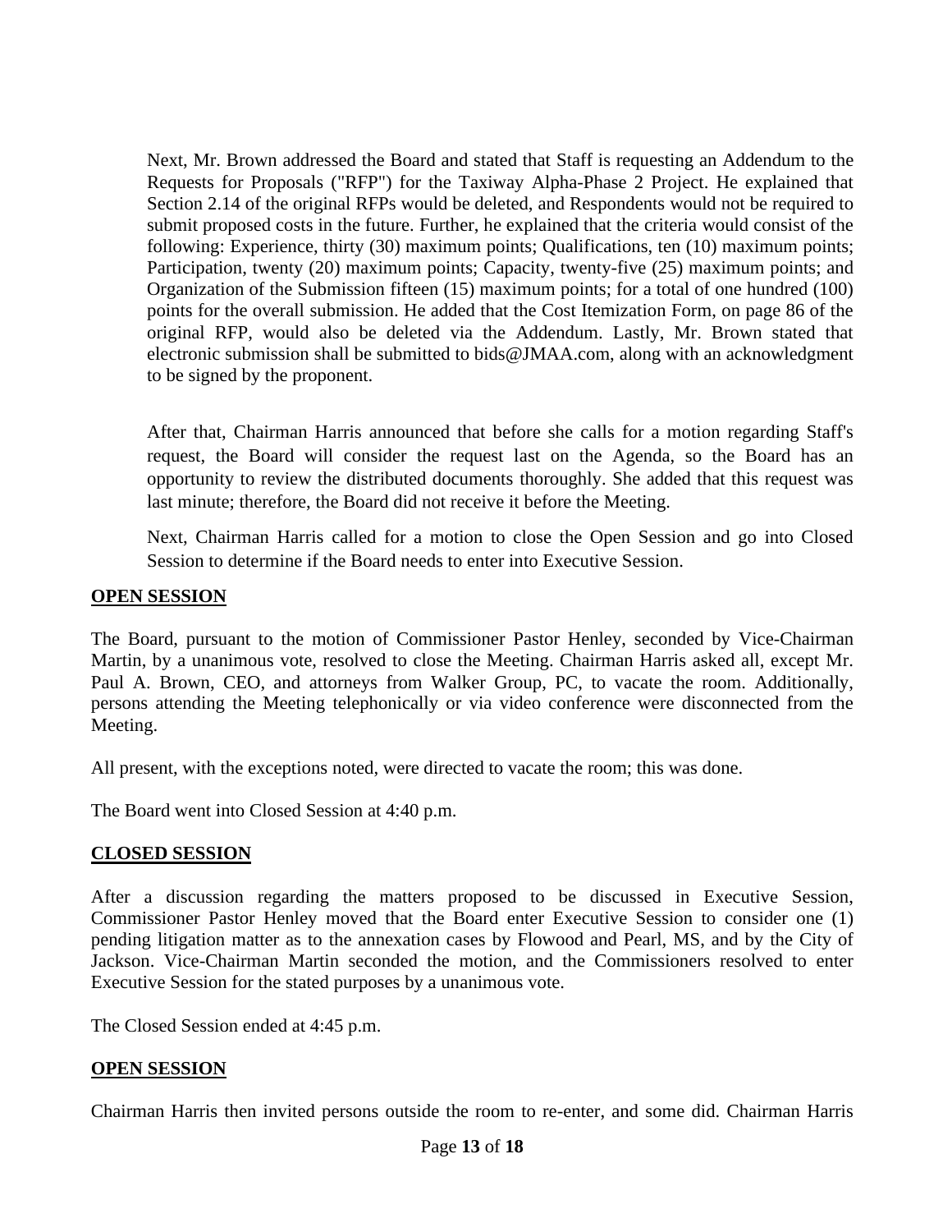Next, Mr. Brown addressed the Board and stated that Staff is requesting an Addendum to the Requests for Proposals ("RFP") for the Taxiway Alpha-Phase 2 Project. He explained that Section 2.14 of the original RFPs would be deleted, and Respondents would not be required to submit proposed costs in the future. Further, he explained that the criteria would consist of the following: Experience, thirty (30) maximum points; Qualifications, ten (10) maximum points; Participation, twenty (20) maximum points; Capacity, twenty-five (25) maximum points; and Organization of the Submission fifteen (15) maximum points; for a total of one hundred (100) points for the overall submission. He added that the Cost Itemization Form, on page 86 of the original RFP, would also be deleted via the Addendum. Lastly, Mr. Brown stated that electronic submission shall be submitted to bids@JMAA.com, along with an acknowledgment to be signed by the proponent.

After that, Chairman Harris announced that before she calls for a motion regarding Staff's request, the Board will consider the request last on the Agenda, so the Board has an opportunity to review the distributed documents thoroughly. She added that this request was last minute; therefore, the Board did not receive it before the Meeting.

Next, Chairman Harris called for a motion to close the Open Session and go into Closed Session to determine if the Board needs to enter into Executive Session.

**OPEN SESSION**

The Board, pursuant to the motion of Commissioner Pastor Henley, seconded by Vice-Chairman Martin, by a unanimous vote, resolved to close the Meeting. Chairman Harris asked all, except Mr. Paul A. Brown, CEO, and attorneys from Walker Group, PC, to vacate the room. Additionally, persons attending the Meeting telephonically or via video conference were disconnected from the Meeting.

All present, with the exceptions noted, were directed to vacate the room; this was done.

The Board went into Closed Session at 4:40 p.m.

**CLOSED SESSION**

After a discussion regarding the matters proposed to be discussed in Executive Session, Commissioner Pastor Henley moved that the Board enter Executive Session to consider one (1) pending litigation matter as to the annexation cases by Flowood and Pearl, MS, and by the City of Jackson. Vice-Chairman Martin seconded the motion, and the Commissioners resolved to enter Executive Session for the stated purposes by a unanimous vote.

The Closed Session ended at 4:45 p.m.

**OPEN SESSION**

Chairman Harris then invited persons outside the room to re-enter, and some did. Chairman Harris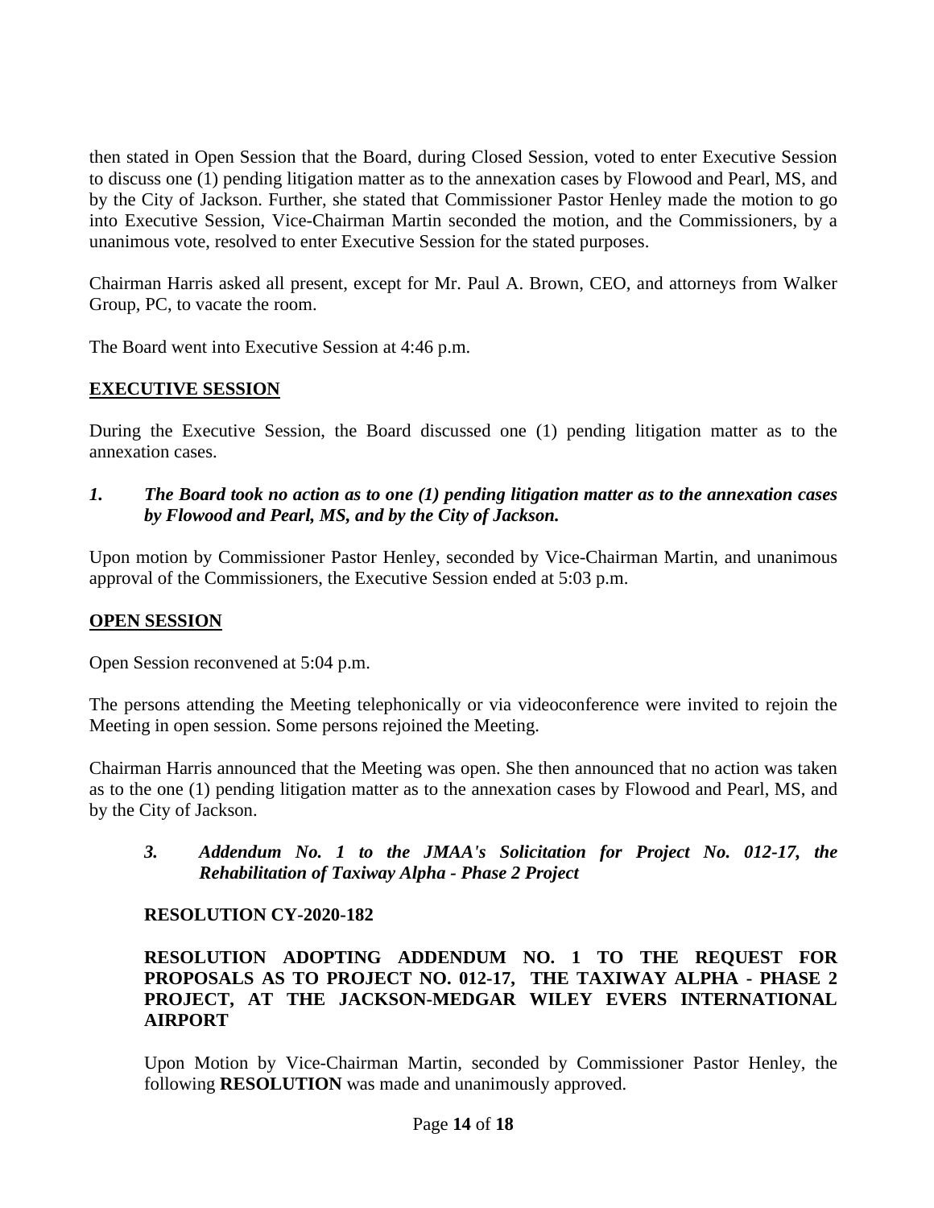then stated in Open Session that the Board, during Closed Session, voted to enter Executive Session to discuss one (1) pending litigation matter as to the annexation cases by Flowood and Pearl, MS, and by the City of Jackson. Further, she stated that Commissioner Pastor Henley made the motion to go into Executive Session, Vice-Chairman Martin seconded the motion, and the Commissioners, by a unanimous vote, resolved to enter Executive Session for the stated purposes.

Chairman Harris asked all present, except for Mr. Paul A. Brown, CEO, and attorneys from Walker Group, PC, to vacate the room.

The Board went into Executive Session at 4:46 p.m.

## EXECUTIVE SESSION

During the Executive Session, the Board discussed one (1) pending litigation matter as to the annexation cases.

1. ***The Board took no action as to one (1) pending litigation matter as to the annexation cases by Flowood and Pearl, MS, and by the City of Jackson.***

Upon motion by Commissioner Pastor Henley, seconded by Vice-Chairman Martin, and unanimous approval of the Commissioners, the Executive Session ended at 5:03 p.m.

## OPEN SESSION

Open Session reconvened at 5:04 p.m.

The persons attending the Meeting telephonically or via videoconference were invited to rejoin the Meeting in open session. Some persons rejoined the Meeting.

Chairman Harris announced that the Meeting was open. She then announced that no action was taken as to the one (1) pending litigation matter as to the annexation cases by Flowood and Pearl, MS, and by the City of Jackson.

3. ***Addendum No. 1 to the JMAA's Solicitation for Project No. 012-17, the Rehabilitation of Taxiway Alpha - Phase 2 Project***

**RESOLUTION CY-2020-182**

**RESOLUTION ADOPTING ADDENDUM NO. 1 TO THE REQUEST FOR PROPOSALS AS TO PROJECT NO. 012-17, THE TAXIWAY ALPHA - PHASE 2 PROJECT, AT THE JACKSON-MEDGAR WILEY EVERS INTERNATIONAL AIRPORT**

Upon Motion by Vice-Chairman Martin, seconded by Commissioner Pastor Henley, the following **RESOLUTION** was made and unanimously approved.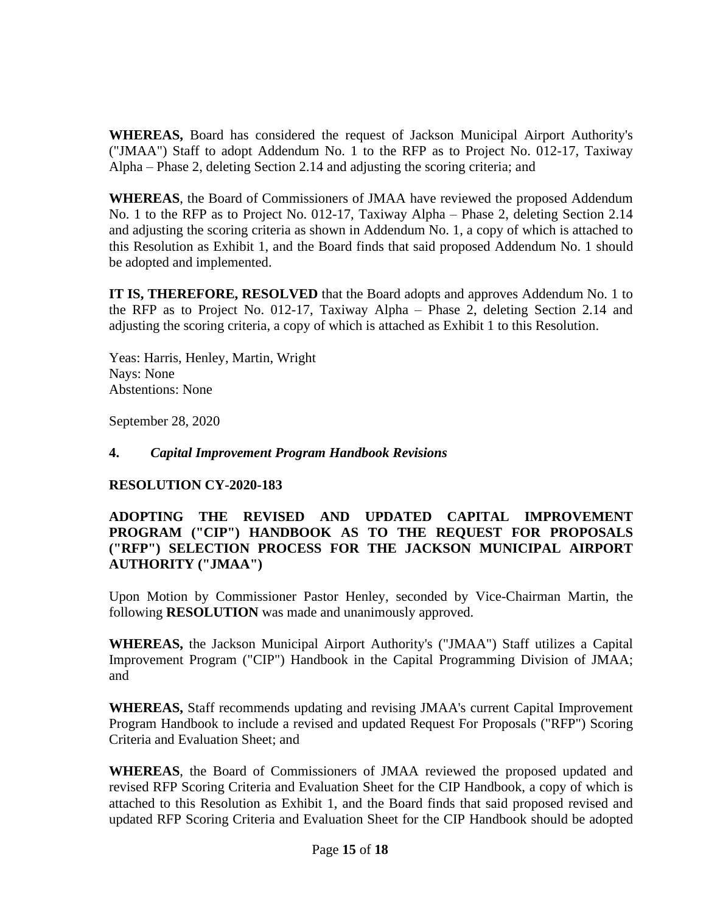**WHEREAS,** Board has considered the request of Jackson Municipal Airport Authority's ("JMAA") Staff to adopt Addendum No. 1 to the RFP as to Project No. 012-17, Taxiway Alpha – Phase 2, deleting Section 2.14 and adjusting the scoring criteria; and

**WHEREAS**, the Board of Commissioners of JMAA have reviewed the proposed Addendum No. 1 to the RFP as to Project No. 012-17, Taxiway Alpha – Phase 2, deleting Section 2.14 and adjusting the scoring criteria as shown in Addendum No. 1, a copy of which is attached to this Resolution as Exhibit 1, and the Board finds that said proposed Addendum No. 1 should be adopted and implemented.

**IT IS, THEREFORE, RESOLVED** that the Board adopts and approves Addendum No. 1 to the RFP as to Project No. 012-17, Taxiway Alpha – Phase 2, deleting Section 2.14 and adjusting the scoring criteria, a copy of which is attached as Exhibit 1 to this Resolution.

Yeas: Harris, Henley, Martin, Wright
Nays: None
Abstentions: None

September 28, 2020

**4.** ***Capital Improvement Program Handbook Revisions***

**RESOLUTION CY-2020-183**

**ADOPTING THE REVISED AND UPDATED CAPITAL IMPROVEMENT PROGRAM ("CIP") HANDBOOK AS TO THE REQUEST FOR PROPOSALS ("RFP") SELECTION PROCESS FOR THE JACKSON MUNICIPAL AIRPORT AUTHORITY ("JMAA")**

Upon Motion by Commissioner Pastor Henley, seconded by Vice-Chairman Martin, the following **RESOLUTION** was made and unanimously approved.

**WHEREAS,** the Jackson Municipal Airport Authority's ("JMAA") Staff utilizes a Capital Improvement Program ("CIP") Handbook in the Capital Programming Division of JMAA; and

**WHEREAS,** Staff recommends updating and revising JMAA's current Capital Improvement Program Handbook to include a revised and updated Request For Proposals ("RFP") Scoring Criteria and Evaluation Sheet; and

**WHEREAS**, the Board of Commissioners of JMAA reviewed the proposed updated and revised RFP Scoring Criteria and Evaluation Sheet for the CIP Handbook, a copy of which is attached to this Resolution as Exhibit 1, and the Board finds that said proposed revised and updated RFP Scoring Criteria and Evaluation Sheet for the CIP Handbook should be adopted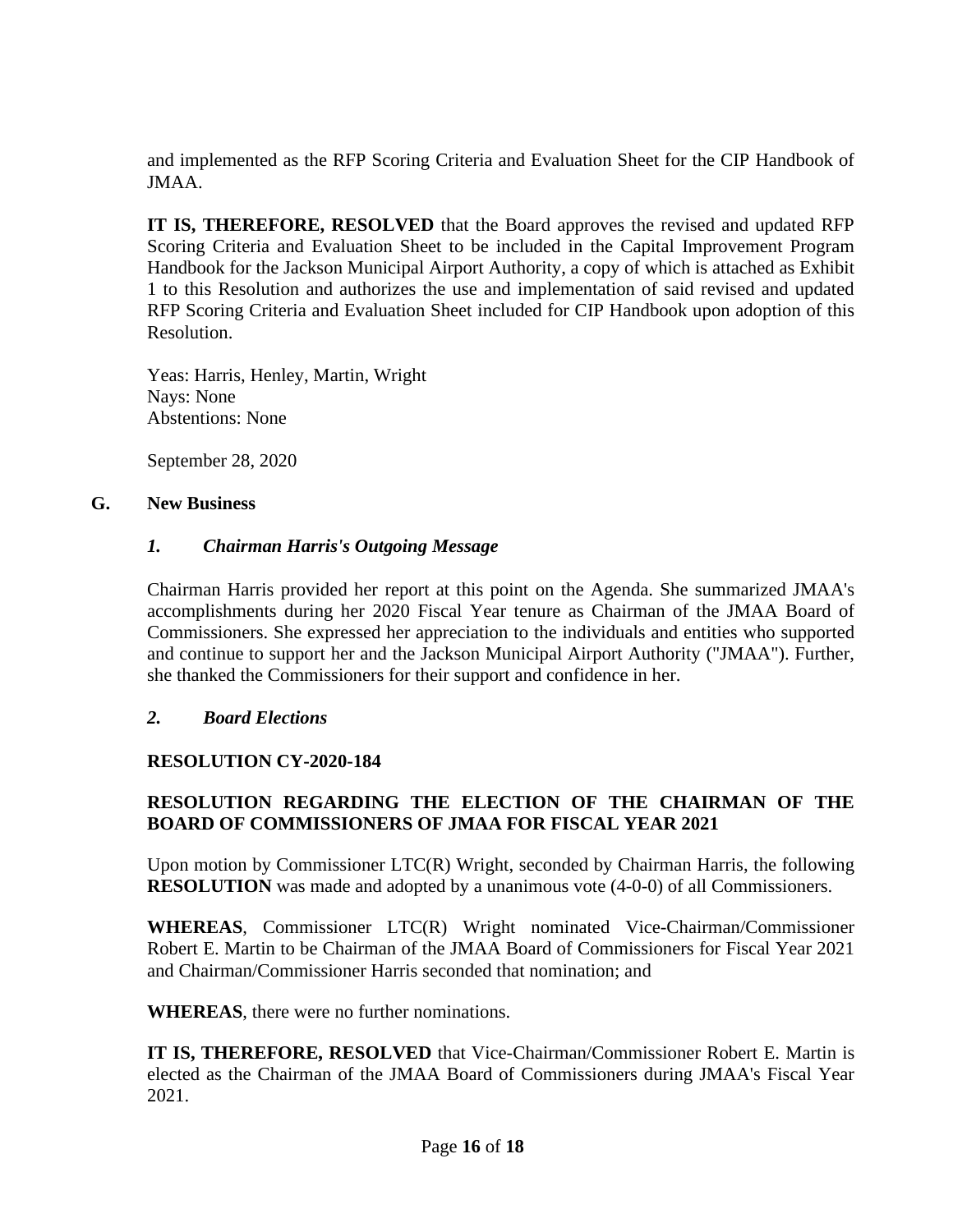and implemented as the RFP Scoring Criteria and Evaluation Sheet for the CIP Handbook of JMAA.

**IT IS, THEREFORE, RESOLVED** that the Board approves the revised and updated RFP Scoring Criteria and Evaluation Sheet to be included in the Capital Improvement Program Handbook for the Jackson Municipal Airport Authority, a copy of which is attached as Exhibit 1 to this Resolution and authorizes the use and implementation of said revised and updated RFP Scoring Criteria and Evaluation Sheet included for CIP Handbook upon adoption of this Resolution.

Yeas: Harris, Henley, Martin, Wright
Nays: None
Abstentions: None

September 28, 2020

## G. New Business

### *1. Chairman Harris's Outgoing Message*

Chairman Harris provided her report at this point on the Agenda. She summarized JMAA's accomplishments during her 2020 Fiscal Year tenure as Chairman of the JMAA Board of Commissioners. She expressed her appreciation to the individuals and entities who supported and continue to support her and the Jackson Municipal Airport Authority ("JMAA"). Further, she thanked the Commissioners for their support and confidence in her.

### *2. Board Elections*

**RESOLUTION CY-2020-184**

**RESOLUTION REGARDING THE ELECTION OF THE CHAIRMAN OF THE BOARD OF COMMISSIONERS OF JMAA FOR FISCAL YEAR 2021**

Upon motion by Commissioner LTC(R) Wright, seconded by Chairman Harris, the following **RESOLUTION** was made and adopted by a unanimous vote (4-0-0) of all Commissioners.

**WHEREAS**, Commissioner LTC(R) Wright nominated Vice-Chairman/Commissioner Robert E. Martin to be Chairman of the JMAA Board of Commissioners for Fiscal Year 2021 and Chairman/Commissioner Harris seconded that nomination; and

**WHEREAS**, there were no further nominations.

**IT IS, THEREFORE, RESOLVED** that Vice-Chairman/Commissioner Robert E. Martin is elected as the Chairman of the JMAA Board of Commissioners during JMAA's Fiscal Year 2021.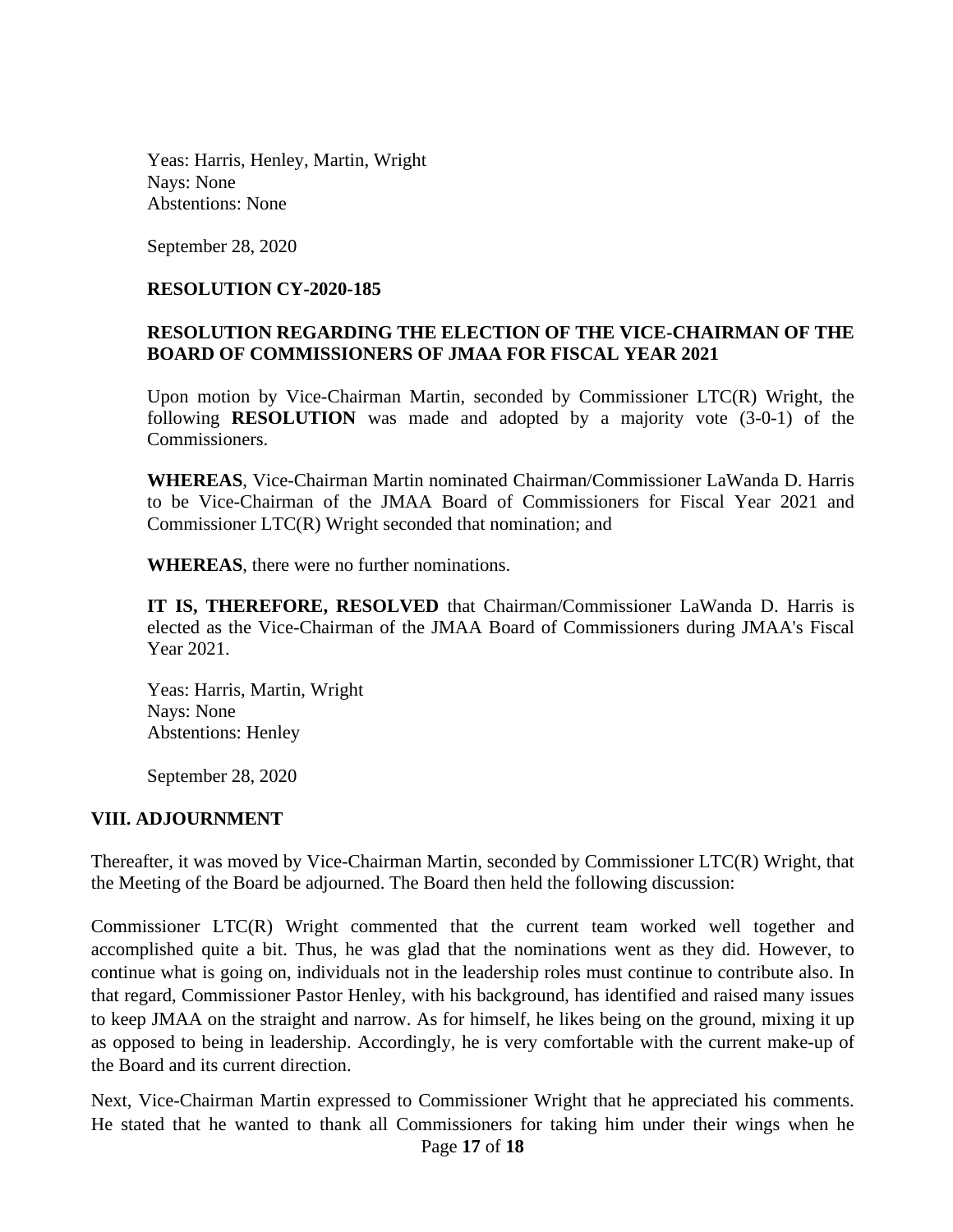Yeas: Harris, Henley, Martin, Wright
Nays: None
Abstentions: None

September 28, 2020

**RESOLUTION CY-2020-185**

**RESOLUTION REGARDING THE ELECTION OF THE VICE-CHAIRMAN OF THE BOARD OF COMMISSIONERS OF JMAA FOR FISCAL YEAR 2021**

Upon motion by Vice-Chairman Martin, seconded by Commissioner LTC(R) Wright, the following **RESOLUTION** was made and adopted by a majority vote (3-0-1) of the Commissioners.

**WHEREAS**, Vice-Chairman Martin nominated Chairman/Commissioner LaWanda D. Harris to be Vice-Chairman of the JMAA Board of Commissioners for Fiscal Year 2021 and Commissioner LTC(R) Wright seconded that nomination; and

**WHEREAS**, there were no further nominations.

**IT IS, THEREFORE, RESOLVED** that Chairman/Commissioner LaWanda D. Harris is elected as the Vice-Chairman of the JMAA Board of Commissioners during JMAA's Fiscal Year 2021.

Yeas: Harris, Martin, Wright
Nays: None
Abstentions: Henley

September 28, 2020

## VIII. ADJOURNMENT

Thereafter, it was moved by Vice-Chairman Martin, seconded by Commissioner LTC(R) Wright, that the Meeting of the Board be adjourned. The Board then held the following discussion:

Commissioner LTC(R) Wright commented that the current team worked well together and accomplished quite a bit. Thus, he was glad that the nominations went as they did. However, to continue what is going on, individuals not in the leadership roles must continue to contribute also. In that regard, Commissioner Pastor Henley, with his background, has identified and raised many issues to keep JMAA on the straight and narrow. As for himself, he likes being on the ground, mixing it up as opposed to being in leadership. Accordingly, he is very comfortable with the current make-up of the Board and its current direction.

Next, Vice-Chairman Martin expressed to Commissioner Wright that he appreciated his comments. He stated that he wanted to thank all Commissioners for taking him under their wings when he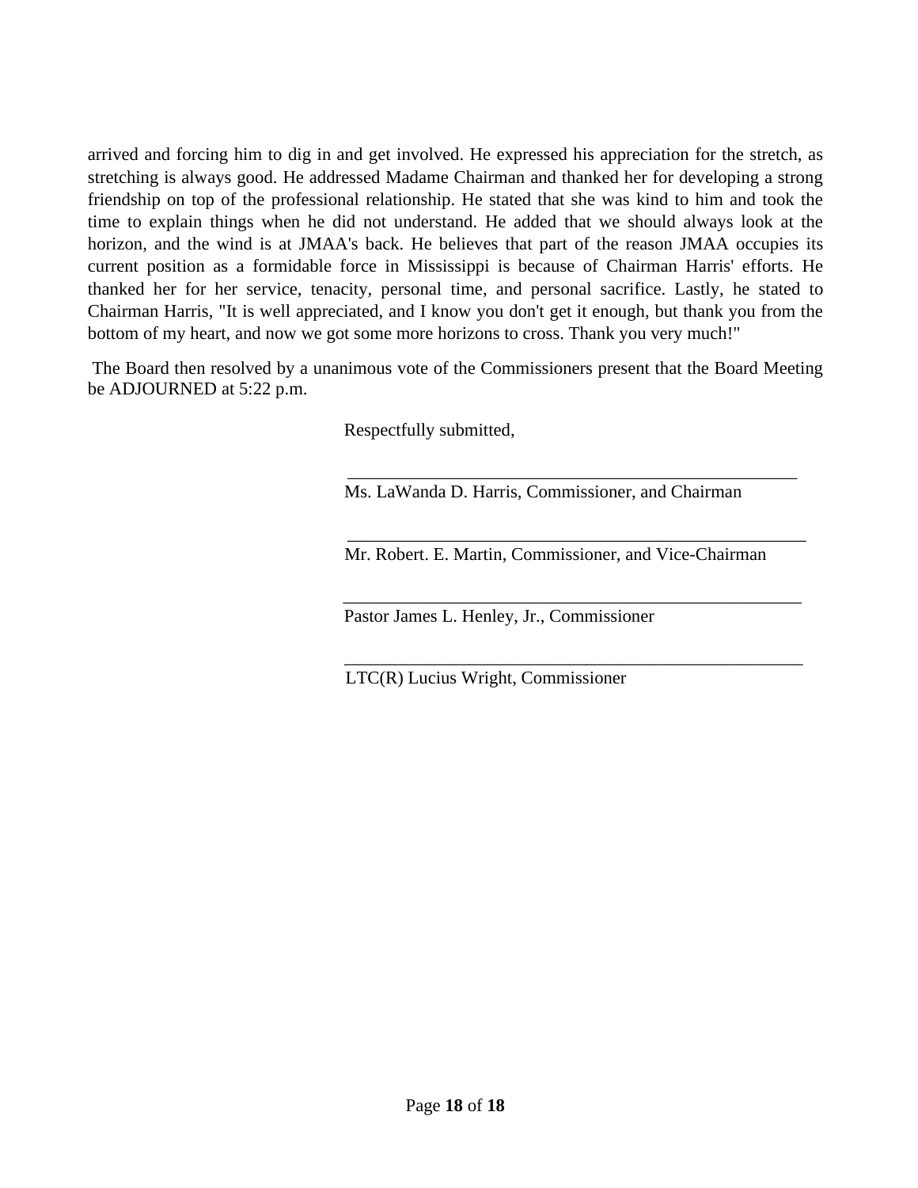arrived and forcing him to dig in and get involved. He expressed his appreciation for the stretch, as stretching is always good. He addressed Madame Chairman and thanked her for developing a strong friendship on top of the professional relationship. He stated that she was kind to him and took the time to explain things when he did not understand. He added that we should always look at the horizon, and the wind is at JMAA's back. He believes that part of the reason JMAA occupies its current position as a formidable force in Mississippi is because of Chairman Harris' efforts. He thanked her for her service, tenacity, personal time, and personal sacrifice. Lastly, he stated to Chairman Harris, "It is well appreciated, and I know you don't get it enough, but thank you from the bottom of my heart, and now we got some more horizons to cross. Thank you very much!"

The Board then resolved by a unanimous vote of the Commissioners present that the Board Meeting be ADJOURNED at 5:22 p.m.

Respectfully submitted,

\_\_\_\_\_\_\_\_\_\_\_\_\_\_\_\_\_\_\_\_\_\_\_\_\_\_\_\_\_\_\_\_\_\_\_\_\_\_\_\_\_\_\_\_\_\_\_\_\_\_\_

Ms. LaWanda D. Harris, Commissioner, and Chairman

\_\_\_\_\_\_\_\_\_\_\_\_\_\_\_\_\_\_\_\_\_\_\_\_\_\_\_\_\_\_\_\_\_\_\_\_\_\_\_\_\_\_\_\_\_\_\_\_\_\_\_

Mr. Robert. E. Martin, Commissioner, and Vice-Chairman

\_\_\_\_\_\_\_\_\_\_\_\_\_\_\_\_\_\_\_\_\_\_\_\_\_\_\_\_\_\_\_\_\_\_\_\_\_\_\_\_\_\_\_\_\_\_\_\_\_\_\_

Pastor James L. Henley, Jr., Commissioner

\_\_\_\_\_\_\_\_\_\_\_\_\_\_\_\_\_\_\_\_\_\_\_\_\_\_\_\_\_\_\_\_\_\_\_\_\_\_\_\_\_\_\_\_\_\_\_\_\_\_\_

LTC(R) Lucius Wright, Commissioner